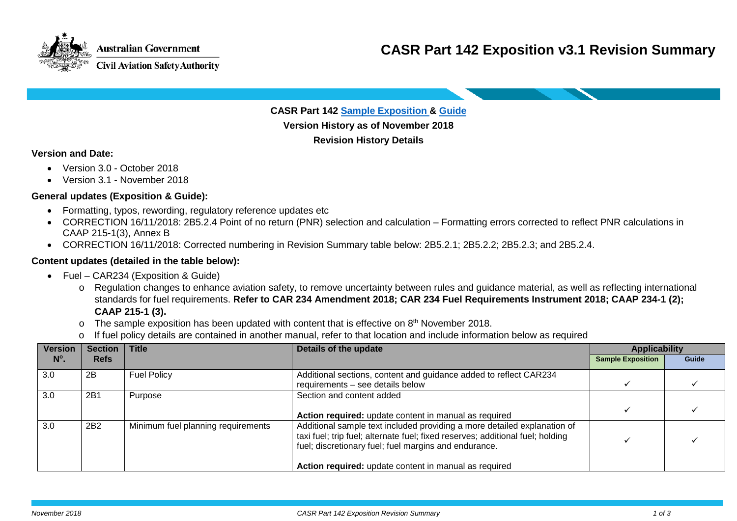Australian Government

Civil Aviation Safety Authority

# CASR Part 142 Exposition v3.1 Revision Summary

**CASR Part 142 Sample Exposition & Guide**

**Version History as of November 2018**

**Revision History Details**

**Version and Date:**

- Version 3.0 - October 2018
- Version 3.1 - November 2018

**General updates (Exposition & Guide):**

- Formatting, typos, rewording, regulatory reference updates etc
- CORRECTION 16/11/2018: 2B5.2.4 Point of no return (PNR) selection and calculation – Formatting errors corrected to reflect PNR calculations in CAAP 215-1(3), Annex B
- CORRECTION 16/11/2018: Corrected numbering in Revision Summary table below: 2B5.2.1; 2B5.2.2; 2B5.2.3; and 2B5.2.4.

**Content updates (detailed in the table below):**

- Fuel – CAR234 (Exposition & Guide)
  - Regulation changes to enhance aviation safety, to remove uncertainty between rules and guidance material, as well as reflecting international standards for fuel requirements. **Refer to CAR 234 Amendment 2018; CAR 234 Fuel Requirements Instrument 2018; CAAP 234-1 (2); CAAP 215-1 (3).**
  - The sample exposition has been updated with content that is effective on 8th November 2018.
  - If fuel policy details are contained in another manual, refer to that location and include information below as required

| Version N°. | Section Refs | Title | Details of the update | Applicability | |
|---|---|---|---|---|---|
| | | | | Sample Exposition | Guide |
| 3.0 | 2B | Fuel Policy | Additional sections, content and guidance added to reflect CAR234 requirements – see details below | ✓ | ✓ |
| 3.0 | 2B1 | Purpose | Section and content added<br><br>**Action required:** update content in manual as required | ✓ | ✓ |
| 3.0 | 2B2 | Minimum fuel planning requirements | Additional sample text included providing a more detailed explanation of taxi fuel; trip fuel; alternate fuel; fixed reserves; additional fuel; holding fuel; discretionary fuel; fuel margins and endurance.<br><br>**Action required:** update content in manual as required | ✓ | ✓ |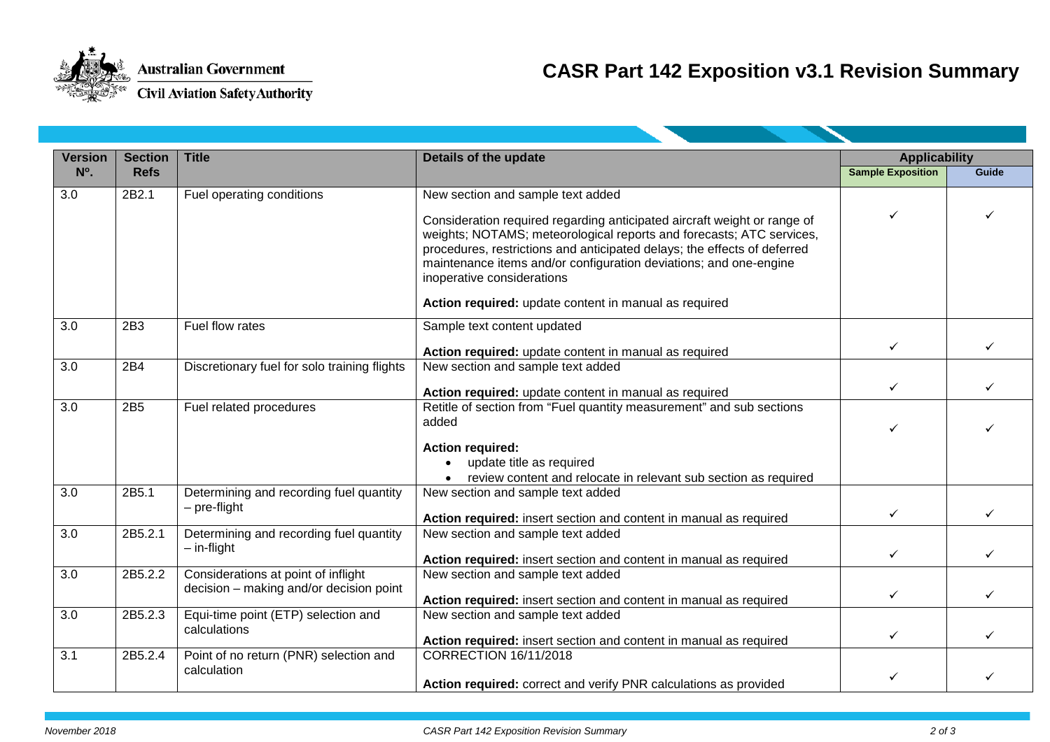# CASR Part 142 Exposition v3.1 Revision Summary

| Version Nº. | Section Refs | Title | Details of the update | Applicability | |
|---|---|---|---|---|---|
| | | | | Sample Exposition | Guide |
| 3.0 | 2B2.1 | Fuel operating conditions | New section and sample text added<br><br>Consideration required regarding anticipated aircraft weight or range of weights; NOTAMS; meteorological reports and forecasts; ATC services, procedures, restrictions and anticipated delays; the effects of deferred maintenance items and/or configuration deviations; and one-engine inoperative considerations<br><br>**Action required:** update content in manual as required | ✓ | ✓ |
| 3.0 | 2B3 | Fuel flow rates | Sample text content updated<br><br>**Action required:** update content in manual as required | ✓ | ✓ |
| 3.0 | 2B4 | Discretionary fuel for solo training flights | New section and sample text added<br><br>**Action required:** update content in manual as required | ✓ | ✓ |
| 3.0 | 2B5 | Fuel related procedures | Retitle of section from "Fuel quantity measurement" and sub sections added<br><br>**Action required:**<br>• update title as required<br>• review content and relocate in relevant sub section as required | ✓ | ✓ |
| 3.0 | 2B5.1 | Determining and recording fuel quantity – pre-flight | New section and sample text added<br><br>**Action required:** insert section and content in manual as required | ✓ | ✓ |
| 3.0 | 2B5.2.1 | Determining and recording fuel quantity – in-flight | New section and sample text added<br><br>**Action required:** insert section and content in manual as required | ✓ | ✓ |
| 3.0 | 2B5.2.2 | Considerations at point of inflight decision – making and/or decision point | New section and sample text added<br><br>**Action required:** insert section and content in manual as required | ✓ | ✓ |
| 3.0 | 2B5.2.3 | Equi-time point (ETP) selection and calculations | New section and sample text added<br><br>**Action required:** insert section and content in manual as required | ✓ | ✓ |
| 3.1 | 2B5.2.4 | Point of no return (PNR) selection and calculation | CORRECTION 16/11/2018<br><br>**Action required:** correct and verify PNR calculations as provided | ✓ | ✓ |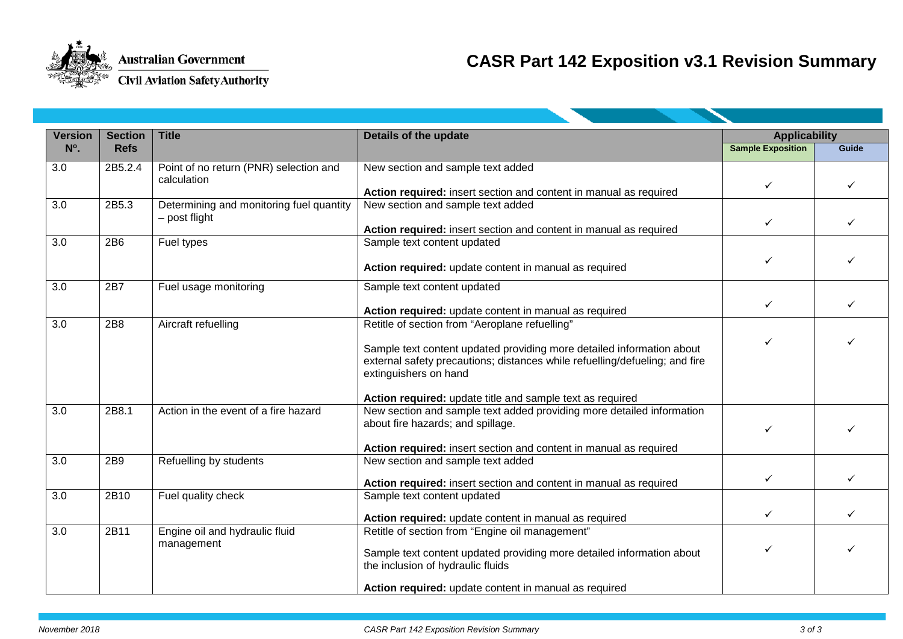| Version Nº. | Section Refs | Title | Details of the update | Applicability | |
|---|---|---|---|---|---|
| | | | | Sample Exposition | Guide |
| 3.0 | 2B5.2.4 | Point of no return (PNR) selection and calculation | New section and sample text added<br><br>**Action required:** insert section and content in manual as required | ✓ | ✓ |
| 3.0 | 2B5.3 | Determining and monitoring fuel quantity – post flight | New section and sample text added<br><br>**Action required:** insert section and content in manual as required | ✓ | ✓ |
| 3.0 | 2B6 | Fuel types | Sample text content updated<br><br>**Action required:** update content in manual as required | ✓ | ✓ |
| 3.0 | 2B7 | Fuel usage monitoring | Sample text content updated<br><br>**Action required:** update content in manual as required | ✓ | ✓ |
| 3.0 | 2B8 | Aircraft refuelling | Retitle of section from "Aeroplane refuelling"<br><br>Sample text content updated providing more detailed information about external safety precautions; distances while refuelling/defueling; and fire extinguishers on hand<br><br>**Action required:** update title and sample text as required | ✓ | ✓ |
| 3.0 | 2B8.1 | Action in the event of a fire hazard | New section and sample text added providing more detailed information about fire hazards; and spillage.<br><br>**Action required:** insert section and content in manual as required | ✓ | ✓ |
| 3.0 | 2B9 | Refuelling by students | New section and sample text added<br><br>**Action required:** insert section and content in manual as required | ✓ | ✓ |
| 3.0 | 2B10 | Fuel quality check | Sample text content updated<br><br>**Action required:** update content in manual as required | ✓ | ✓ |
| 3.0 | 2B11 | Engine oil and hydraulic fluid management | Retitle of section from "Engine oil management"<br><br>Sample text content updated providing more detailed information about the inclusion of hydraulic fluids<br><br>**Action required:** update content in manual as required | ✓ | ✓ |